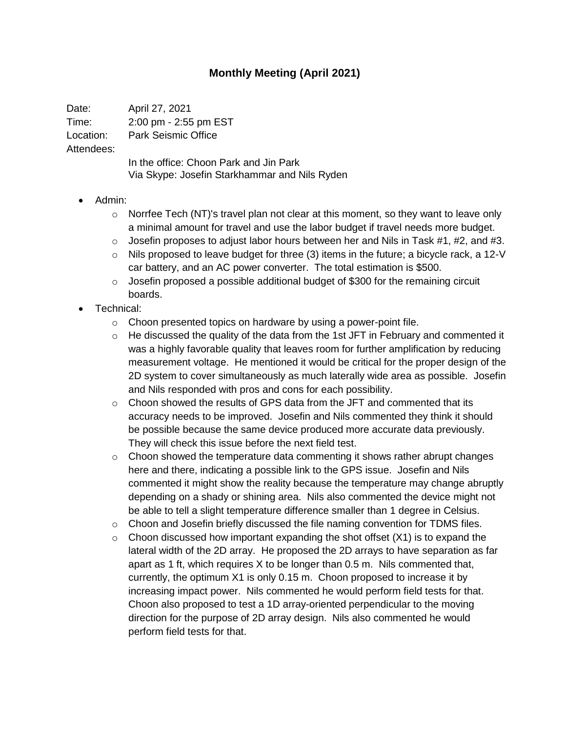# Monthly Meeting (April 2021)

Date: April 27, 2021
Time: 2:00 pm - 2:55 pm EST
Location: Park Seismic Office
Attendees:
In the office: Choon Park and Jin Park
Via Skype: Josefin Starkhammar and Nils Ryden

- Admin:
  - Norrfee Tech (NT)'s travel plan not clear at this moment, so they want to leave only a minimal amount for travel and use the labor budget if travel needs more budget.
  - Josefin proposes to adjust labor hours between her and Nils in Task #1, #2, and #3.
  - Nils proposed to leave budget for three (3) items in the future; a bicycle rack, a 12-V car battery, and an AC power converter. The total estimation is $500.
  - Josefin proposed a possible additional budget of $300 for the remaining circuit boards.
- Technical:
  - Choon presented topics on hardware by using a power-point file.
  - He discussed the quality of the data from the 1st JFT in February and commented it was a highly favorable quality that leaves room for further amplification by reducing measurement voltage. He mentioned it would be critical for the proper design of the 2D system to cover simultaneously as much laterally wide area as possible. Josefin and Nils responded with pros and cons for each possibility.
  - Choon showed the results of GPS data from the JFT and commented that its accuracy needs to be improved. Josefin and Nils commented they think it should be possible because the same device produced more accurate data previously. They will check this issue before the next field test.
  - Choon showed the temperature data commenting it shows rather abrupt changes here and there, indicating a possible link to the GPS issue. Josefin and Nils commented it might show the reality because the temperature may change abruptly depending on a shady or shining area. Nils also commented the device might not be able to tell a slight temperature difference smaller than 1 degree in Celsius.
  - Choon and Josefin briefly discussed the file naming convention for TDMS files.
  - Choon discussed how important expanding the shot offset (X1) is to expand the lateral width of the 2D array. He proposed the 2D arrays to have separation as far apart as 1 ft, which requires X to be longer than 0.5 m. Nils commented that, currently, the optimum X1 is only 0.15 m. Choon proposed to increase it by increasing impact power. Nils commented he would perform field tests for that. Choon also proposed to test a 1D array-oriented perpendicular to the moving direction for the purpose of 2D array design. Nils also commented he would perform field tests for that.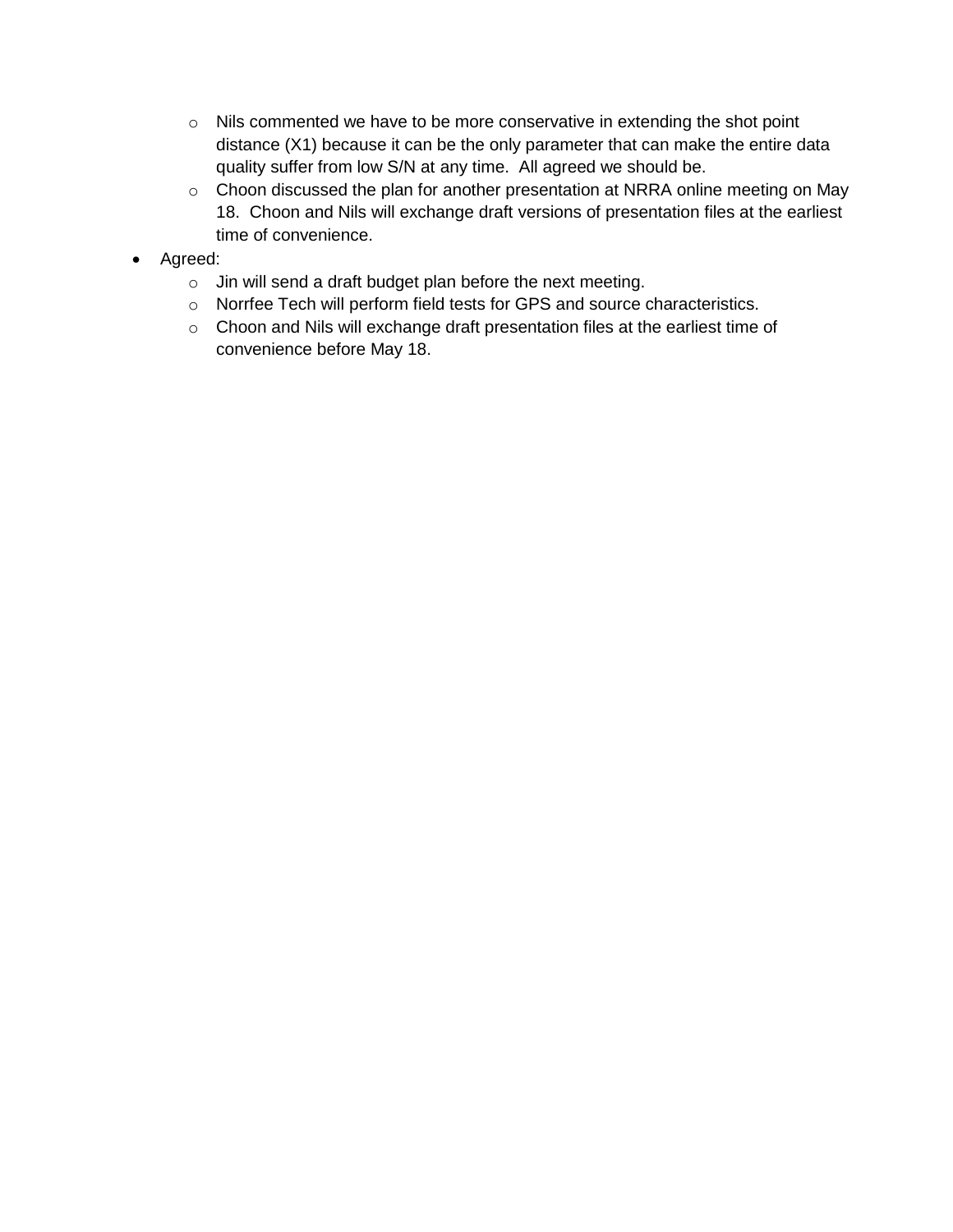- Nils commented we have to be more conservative in extending the shot point distance (X1) because it can be the only parameter that can make the entire data quality suffer from low S/N at any time.  All agreed we should be.
  - Choon discussed the plan for another presentation at NRRA online meeting on May 18.  Choon and Nils will exchange draft versions of presentation files at the earliest time of convenience.
- Agreed:
  - Jin will send a draft budget plan before the next meeting.
  - Norrfee Tech will perform field tests for GPS and source characteristics.
  - Choon and Nils will exchange draft presentation files at the earliest time of convenience before May 18.